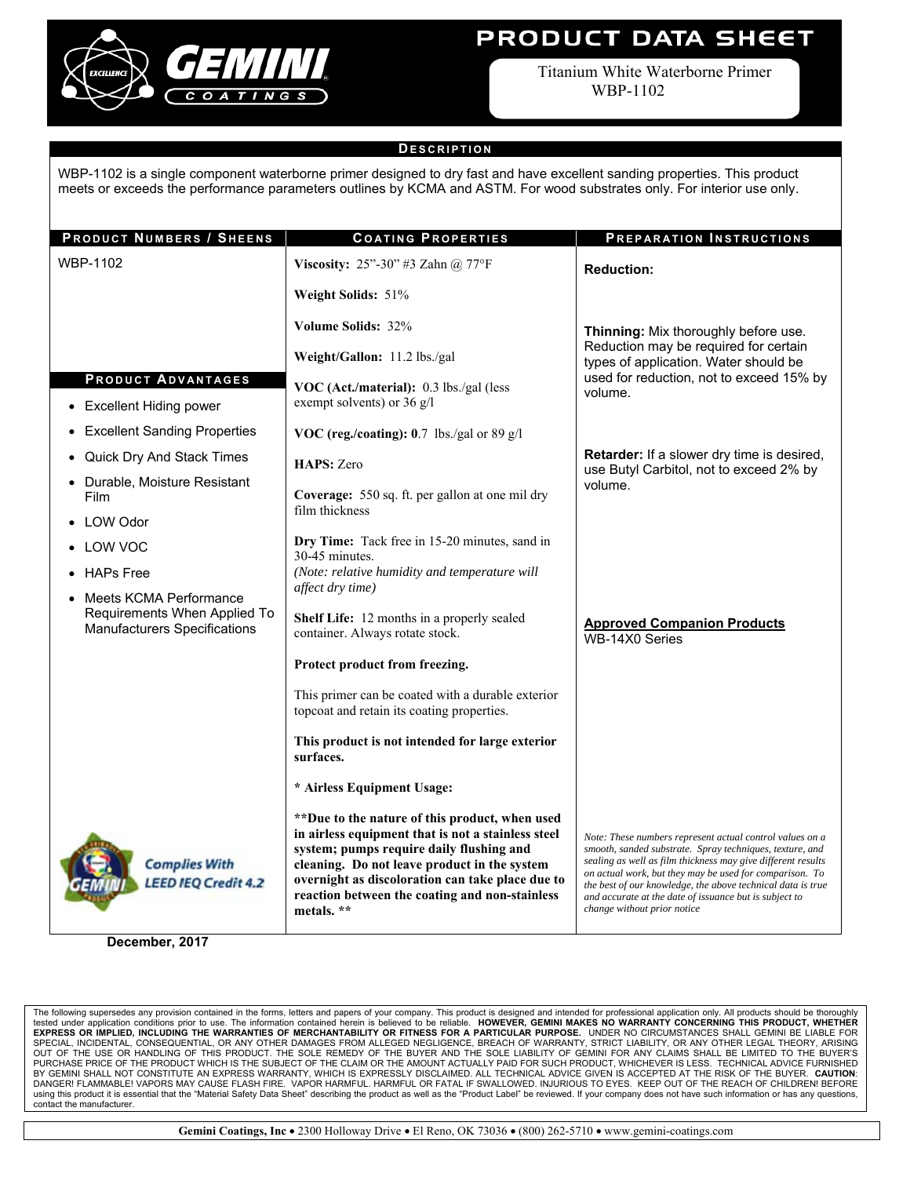# PRODUCT DATA SHEET

Titanium White Waterborne Primer
WBP-1102

## DESCRIPTION

WBP-1102 is a single component waterborne primer designed to dry fast and have excellent sanding properties. This product meets or exceeds the performance parameters outlines by KCMA and ASTM. For wood substrates only. For interior use only.

## PRODUCT NUMBERS / SHEENS

WBP-1102

## PRODUCT ADVANTAGES

- Excellent Hiding power
- Excellent Sanding Properties
- Quick Dry And Stack Times
- Durable, Moisture Resistant Film
- LOW Odor
- LOW VOC
- HAPs Free
- Meets KCMA Performance Requirements When Applied To Manufacturers Specifications

Complies With LEED IEQ Credit 4.2

## COATING PROPERTIES

**Viscosity:** 25"-30" #3 Zahn @ 77°F

**Weight Solids:** 51%

**Volume Solids:** 32%

**Weight/Gallon:** 11.2 lbs./gal

**VOC (Act./material):** 0.3 lbs./gal (less exempt solvents) or 36 g/l

**VOC (reg./coating): 0**.7 lbs./gal or 89 g/l

**HAPS:** Zero

**Coverage:** 550 sq. ft. per gallon at one mil dry film thickness

**Dry Time:** Tack free in 15-20 minutes, sand in 30-45 minutes.
*(Note: relative humidity and temperature will affect dry time)*

**Shelf Life:** 12 months in a properly sealed container. Always rotate stock.

**Protect product from freezing.**

This primer can be coated with a durable exterior topcoat and retain its coating properties.

**This product is not intended for large exterior surfaces.**

**\* Airless Equipment Usage:**

**\*\*Due to the nature of this product, when used in airless equipment that is not a stainless steel system; pumps require daily flushing and cleaning. Do not leave product in the system overnight as discoloration can take place due to reaction between the coating and non-stainless metals. \*\***

## PREPARATION INSTRUCTIONS

**Reduction:**

**Thinning:** Mix thoroughly before use. Reduction may be required for certain types of application. Water should be used for reduction, not to exceed 15% by volume.

**Retarder:** If a slower dry time is desired, use Butyl Carbitol, not to exceed 2% by volume.

**Approved Companion Products**
WB-14X0 Series

*Note: These numbers represent actual control values on a smooth, sanded substrate. Spray techniques, texture, and sealing as well as film thickness may give different results on actual work, but they may be used for comparison. To the best of our knowledge, the above technical data is true and accurate at the date of issuance but is subject to change without prior notice*

**December, 2017**

The following supersedes any provision contained in the forms, letters and papers of your company. This product is designed and intended for professional application only. All products should be thoroughly tested under application conditions prior to use. The information contained herein is believed to be reliable. **HOWEVER, GEMINI MAKES NO WARRANTY CONCERNING THIS PRODUCT, WHETHER EXPRESS OR IMPLIED, INCLUDING THE WARRANTIES OF MERCHANTABILITY OR FITNESS FOR A PARTICULAR PURPOSE.** UNDER NO CIRCUMSTANCES SHALL GEMINI BE LIABLE FOR SPECIAL, INCIDENTAL, CONSEQUENTIAL, OR ANY OTHER DAMAGES FROM ALLEGED NEGLIGENCE, BREACH OF WARRANTY, STRICT LIABILITY, OR ANY OTHER LEGAL THEORY, ARISING OUT OF THE USE OR HANDLING OF THIS PRODUCT. THE SOLE REMEDY OF THE BUYER AND THE SOLE LIABILITY OF GEMINI FOR ANY CLAIMS SHALL BE LIMITED TO THE BUYER'S PURCHASE PRICE OF THE PRODUCT WHICH IS THE SUBJECT OF THE CLAIM OR THE AMOUNT ACTUALLY PAID FOR SUCH PRODUCT, WHICHEVER IS LESS. TECHNICAL ADVICE FURNISHED BY GEMINI SHALL NOT CONSTITUTE AN EXPRESS WARRANTY, WHICH IS EXPRESSLY DISCLAIMED. ALL TECHNICAL ADVICE GIVEN IS ACCEPTED AT THE RISK OF THE BUYER. **CAUTION**: DANGER! FLAMMABLE! VAPORS MAY CAUSE FLASH FIRE. VAPOR HARMFUL. HARMFUL OR FATAL IF SWALLOWED. INJURIOUS TO EYES. KEEP OUT OF THE REACH OF CHILDREN! BEFORE using this product it is essential that the "Material Safety Data Sheet" describing the product as well as the "Product Label" be reviewed. If your company does not have such information or has any questions, contact the manufacturer.

**Gemini Coatings, Inc** • 2300 Holloway Drive • El Reno, OK 73036 • (800) 262-5710 • www.gemini-coatings.com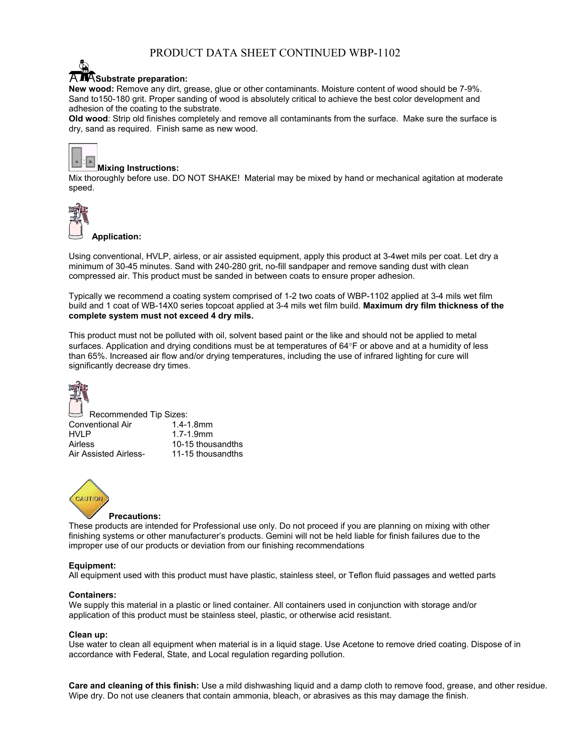# PRODUCT DATA SHEET CONTINUED WBP-1102

**Substrate preparation:**

**New wood:** Remove any dirt, grease, glue or other contaminants. Moisture content of wood should be 7-9%. Sand to150-180 grit. Proper sanding of wood is absolutely critical to achieve the best color development and adhesion of the coating to the substrate.

**Old wood**: Strip old finishes completely and remove all contaminants from the surface. Make sure the surface is dry, sand as required. Finish same as new wood.

**Mixing Instructions:**

Mix thoroughly before use. DO NOT SHAKE! Material may be mixed by hand or mechanical agitation at moderate speed.

**Application:**

Using conventional, HVLP, airless, or air assisted equipment, apply this product at 3-4wet mils per coat. Let dry a minimum of 30-45 minutes. Sand with 240-280 grit, no-fill sandpaper and remove sanding dust with clean compressed air. This product must be sanded in between coats to ensure proper adhesion.

Typically we recommend a coating system comprised of 1-2 two coats of WBP-1102 applied at 3-4 mils wet film build and 1 coat of WB-14X0 series topcoat applied at 3-4 mils wet film build. **Maximum dry film thickness of the complete system must not exceed 4 dry mils.**

This product must not be polluted with oil, solvent based paint or the like and should not be applied to metal surfaces. Application and drying conditions must be at temperatures of 64°F or above and at a humidity of less than 65%. Increased air flow and/or drying temperatures, including the use of infrared lighting for cure will significantly decrease dry times.

Recommended Tip Sizes:

| | |
|---|---|
| Conventional Air | 1.4-1.8mm |
| HVLP | 1.7-1.9mm |
| Airless | 10-15 thousandths |
| Air Assisted Airless- | 11-15 thousandths |

**Precautions:**

These products are intended for Professional use only. Do not proceed if you are planning on mixing with other finishing systems or other manufacturer's products. Gemini will not be held liable for finish failures due to the improper use of our products or deviation from our finishing recommendations

**Equipment:**

All equipment used with this product must have plastic, stainless steel, or Teflon fluid passages and wetted parts

**Containers:**

We supply this material in a plastic or lined container. All containers used in conjunction with storage and/or application of this product must be stainless steel, plastic, or otherwise acid resistant.

**Clean up:**

Use water to clean all equipment when material is in a liquid stage. Use Acetone to remove dried coating. Dispose of in accordance with Federal, State, and Local regulation regarding pollution.

**Care and cleaning of this finish:** Use a mild dishwashing liquid and a damp cloth to remove food, grease, and other residue. Wipe dry. Do not use cleaners that contain ammonia, bleach, or abrasives as this may damage the finish.